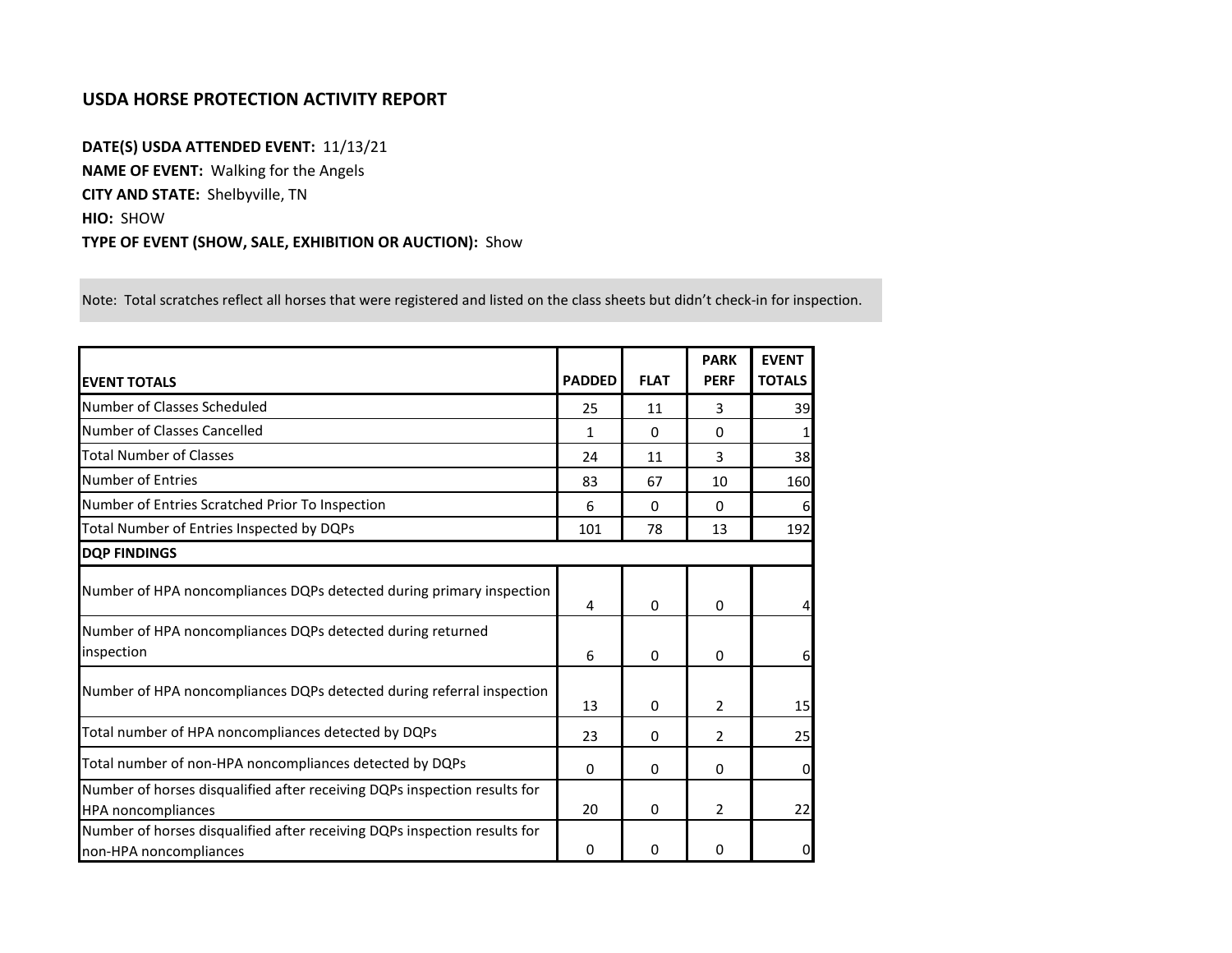# USDA HORSE PROTECTION ACTIVITY REPORT

**DATE(S) USDA ATTENDED EVENT:** 11/13/21

**NAME OF EVENT:** Walking for the Angels

**CITY AND STATE:** Shelbyville, TN

**HIO:** SHOW

**TYPE OF EVENT (SHOW, SALE, EXHIBITION OR AUCTION):** Show

Note: Total scratches reflect all horses that were registered and listed on the class sheets but didn't check-in for inspection.

| EVENT TOTALS | PADDED | FLAT | PARK PERF | EVENT TOTALS |
|---|---|---|---|---|
| Number of Classes Scheduled | 25 | 11 | 3 | 39 |
| Number of Classes Cancelled | 1 | 0 | 0 | 1 |
| Total Number of Classes | 24 | 11 | 3 | 38 |
| Number of Entries | 83 | 67 | 10 | 160 |
| Number of Entries Scratched Prior To Inspection | 6 | 0 | 0 | 6 |
| Total Number of Entries Inspected by DQPs | 101 | 78 | 13 | 192 |
| **DQP FINDINGS** | | | | |
| Number of HPA noncompliances DQPs detected during primary inspection | 4 | 0 | 0 | 4 |
| Number of HPA noncompliances DQPs detected during returned inspection | 6 | 0 | 0 | 6 |
| Number of HPA noncompliances DQPs detected during referral inspection | 13 | 0 | 2 | 15 |
| Total number of HPA noncompliances detected by DQPs | 23 | 0 | 2 | 25 |
| Total number of non-HPA noncompliances detected by DQPs | 0 | 0 | 0 | 0 |
| Number of horses disqualified after receiving DQPs inspection results for HPA noncompliances | 20 | 0 | 2 | 22 |
| Number of horses disqualified after receiving DQPs inspection results for non-HPA noncompliances | 0 | 0 | 0 | 0 |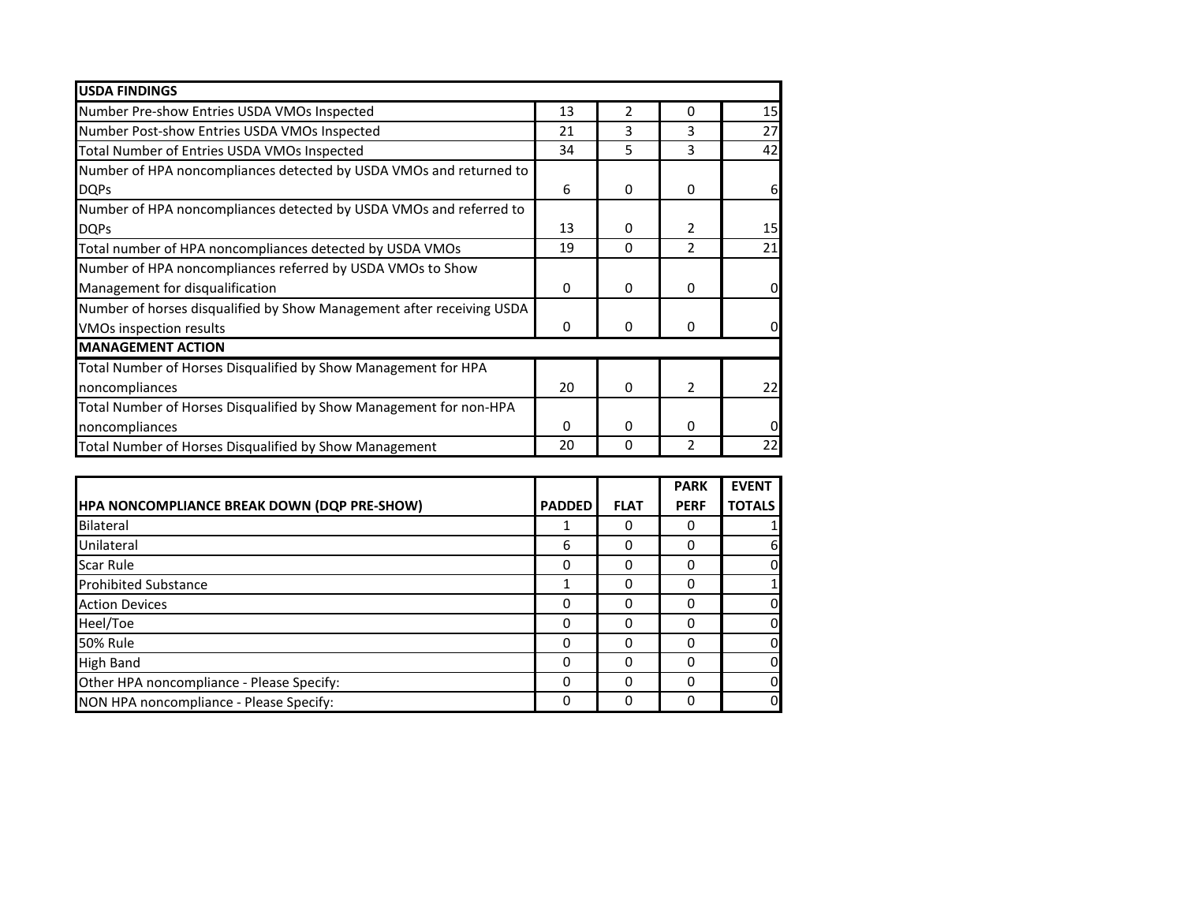| USDA FINDINGS | | | | |
|---|---|---|---|---|
| Number Pre-show Entries USDA VMOs Inspected | 13 | 2 | 0 | 15 |
| Number Post-show Entries USDA VMOs Inspected | 21 | 3 | 3 | 27 |
| Total Number of Entries USDA VMOs Inspected | 34 | 5 | 3 | 42 |
| Number of HPA noncompliances detected by USDA VMOs and returned to DQPs | 6 | 0 | 0 | 6 |
| Number of HPA noncompliances detected by USDA VMOs and referred to DQPs | 13 | 0 | 2 | 15 |
| Total number of HPA noncompliances detected by USDA VMOs | 19 | 0 | 2 | 21 |
| Number of HPA noncompliances referred by USDA VMOs to Show Management for disqualification | 0 | 0 | 0 | 0 |
| Number of horses disqualified by Show Management after receiving USDA VMOs inspection results | 0 | 0 | 0 | 0 |
| **MANAGEMENT ACTION** | | | | |
| Total Number of Horses Disqualified by Show Management for HPA noncompliances | 20 | 0 | 2 | 22 |
| Total Number of Horses Disqualified by Show Management for non-HPA noncompliances | 0 | 0 | 0 | 0 |
| Total Number of Horses Disqualified by Show Management | 20 | 0 | 2 | 22 |

| HPA NONCOMPLIANCE BREAK DOWN (DQP PRE-SHOW) | PADDED | FLAT | PARK PERF | EVENT TOTALS |
|---|---|---|---|---|
| Bilateral | 1 | 0 | 0 | 1 |
| Unilateral | 6 | 0 | 0 | 6 |
| Scar Rule | 0 | 0 | 0 | 0 |
| Prohibited Substance | 1 | 0 | 0 | 1 |
| Action Devices | 0 | 0 | 0 | 0 |
| Heel/Toe | 0 | 0 | 0 | 0 |
| 50% Rule | 0 | 0 | 0 | 0 |
| High Band | 0 | 0 | 0 | 0 |
| Other HPA noncompliance - Please Specify: | 0 | 0 | 0 | 0 |
| NON HPA noncompliance - Please Specify: | 0 | 0 | 0 | 0 |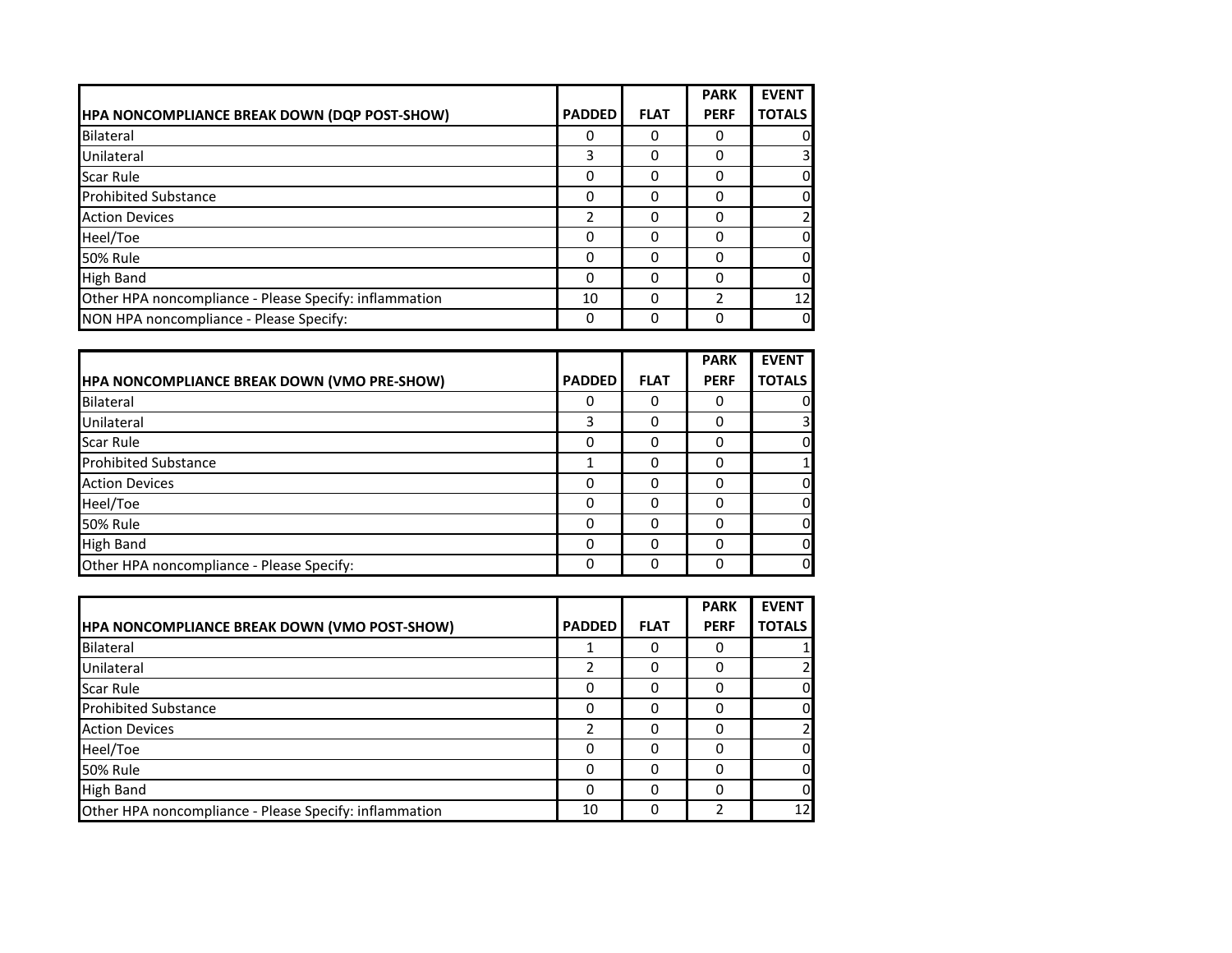| HPA NONCOMPLIANCE BREAK DOWN (DQP POST-SHOW) | PADDED | FLAT | PARK PERF | EVENT TOTALS |
|---|---|---|---|---|
| Bilateral | 0 | 0 | 0 | 0 |
| Unilateral | 3 | 0 | 0 | 3 |
| Scar Rule | 0 | 0 | 0 | 0 |
| Prohibited Substance | 0 | 0 | 0 | 0 |
| Action Devices | 2 | 0 | 0 | 2 |
| Heel/Toe | 0 | 0 | 0 | 0 |
| 50% Rule | 0 | 0 | 0 | 0 |
| High Band | 0 | 0 | 0 | 0 |
| Other HPA noncompliance - Please Specify: inflammation | 10 | 0 | 2 | 12 |
| NON HPA noncompliance - Please Specify: | 0 | 0 | 0 | 0 |

| HPA NONCOMPLIANCE BREAK DOWN (VMO PRE-SHOW) | PADDED | FLAT | PARK PERF | EVENT TOTALS |
|---|---|---|---|---|
| Bilateral | 0 | 0 | 0 | 0 |
| Unilateral | 3 | 0 | 0 | 3 |
| Scar Rule | 0 | 0 | 0 | 0 |
| Prohibited Substance | 1 | 0 | 0 | 1 |
| Action Devices | 0 | 0 | 0 | 0 |
| Heel/Toe | 0 | 0 | 0 | 0 |
| 50% Rule | 0 | 0 | 0 | 0 |
| High Band | 0 | 0 | 0 | 0 |
| Other HPA noncompliance - Please Specify: | 0 | 0 | 0 | 0 |

| HPA NONCOMPLIANCE BREAK DOWN (VMO POST-SHOW) | PADDED | FLAT | PARK PERF | EVENT TOTALS |
|---|---|---|---|---|
| Bilateral | 1 | 0 | 0 | 1 |
| Unilateral | 2 | 0 | 0 | 2 |
| Scar Rule | 0 | 0 | 0 | 0 |
| Prohibited Substance | 0 | 0 | 0 | 0 |
| Action Devices | 2 | 0 | 0 | 2 |
| Heel/Toe | 0 | 0 | 0 | 0 |
| 50% Rule | 0 | 0 | 0 | 0 |
| High Band | 0 | 0 | 0 | 0 |
| Other HPA noncompliance - Please Specify: inflammation | 10 | 0 | 2 | 12 |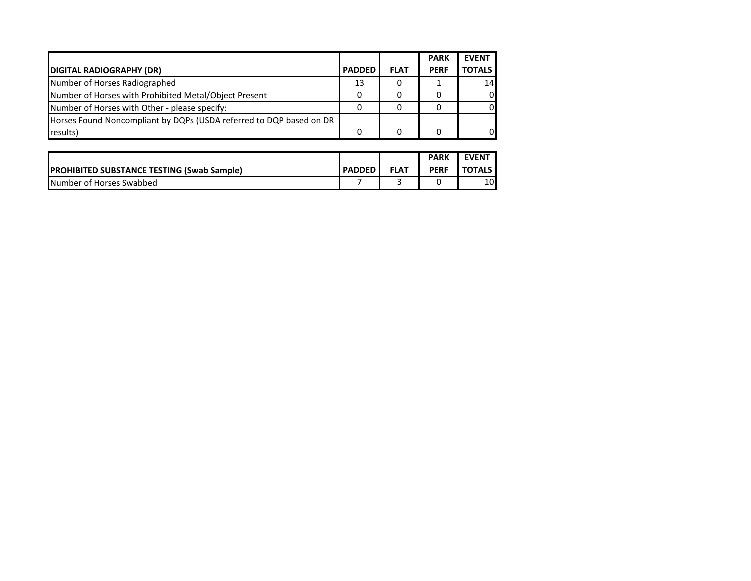| DIGITAL RADIOGRAPHY (DR) | PADDED | FLAT | PARK PERF | EVENT TOTALS |
|---|---|---|---|---|
| Number of Horses Radiographed | 13 | 0 | 1 | 14 |
| Number of Horses with Prohibited Metal/Object Present | 0 | 0 | 0 | 0 |
| Number of Horses with Other - please specify: | 0 | 0 | 0 | 0 |
| Horses Found Noncompliant by DQPs (USDA referred to DQP based on DR results) | 0 | 0 | 0 | 0 |

| PROHIBITED SUBSTANCE TESTING (Swab Sample) | PADDED | FLAT | PARK PERF | EVENT TOTALS |
|---|---|---|---|---|
| Number of Horses Swabbed | 7 | 3 | 0 | 10 |